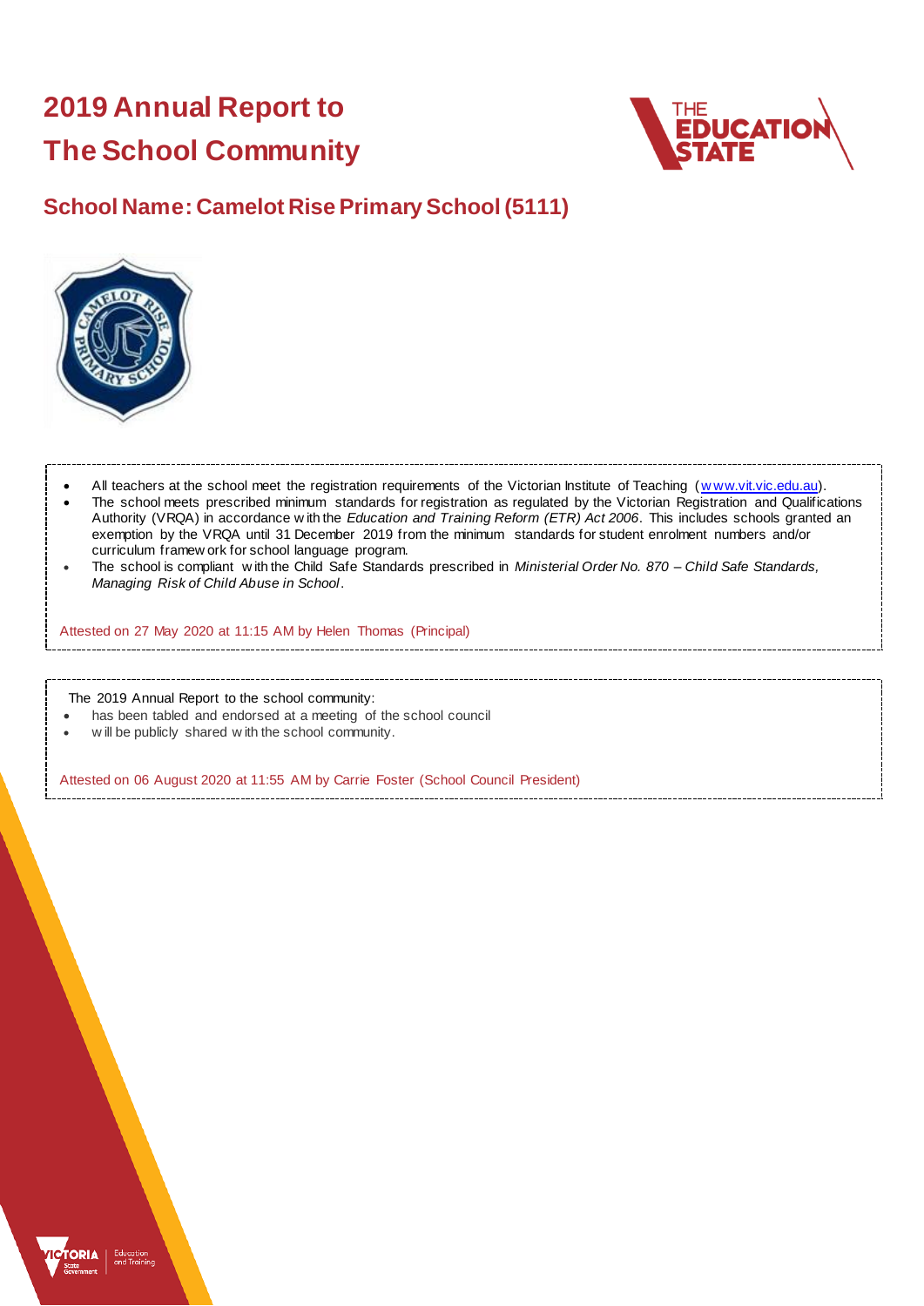# 2019 Annual Report to The School Community

## School Name: Camelot Rise Primary School (5111)

- All teachers at the school meet the registration requirements of the Victorian Institute of Teaching (www.vit.vic.edu.au).
- The school meets prescribed minimum standards for registration as regulated by the Victorian Registration and Qualifications Authority (VRQA) in accordance with the *Education and Training Reform (ETR) Act 2006*. This includes schools granted an exemption by the VRQA until 31 December 2019 from the minimum standards for student enrolment numbers and/or curriculum framework for school language program.
- The school is compliant with the Child Safe Standards prescribed in *Ministerial Order No. 870 – Child Safe Standards, Managing Risk of Child Abuse in School*.

Attested on 27 May 2020 at 11:15 AM by Helen Thomas (Principal)

The 2019 Annual Report to the school community:

- has been tabled and endorsed at a meeting of the school council
- will be publicly shared with the school community.

Attested on 06 August 2020 at 11:55 AM by Carrie Foster (School Council President)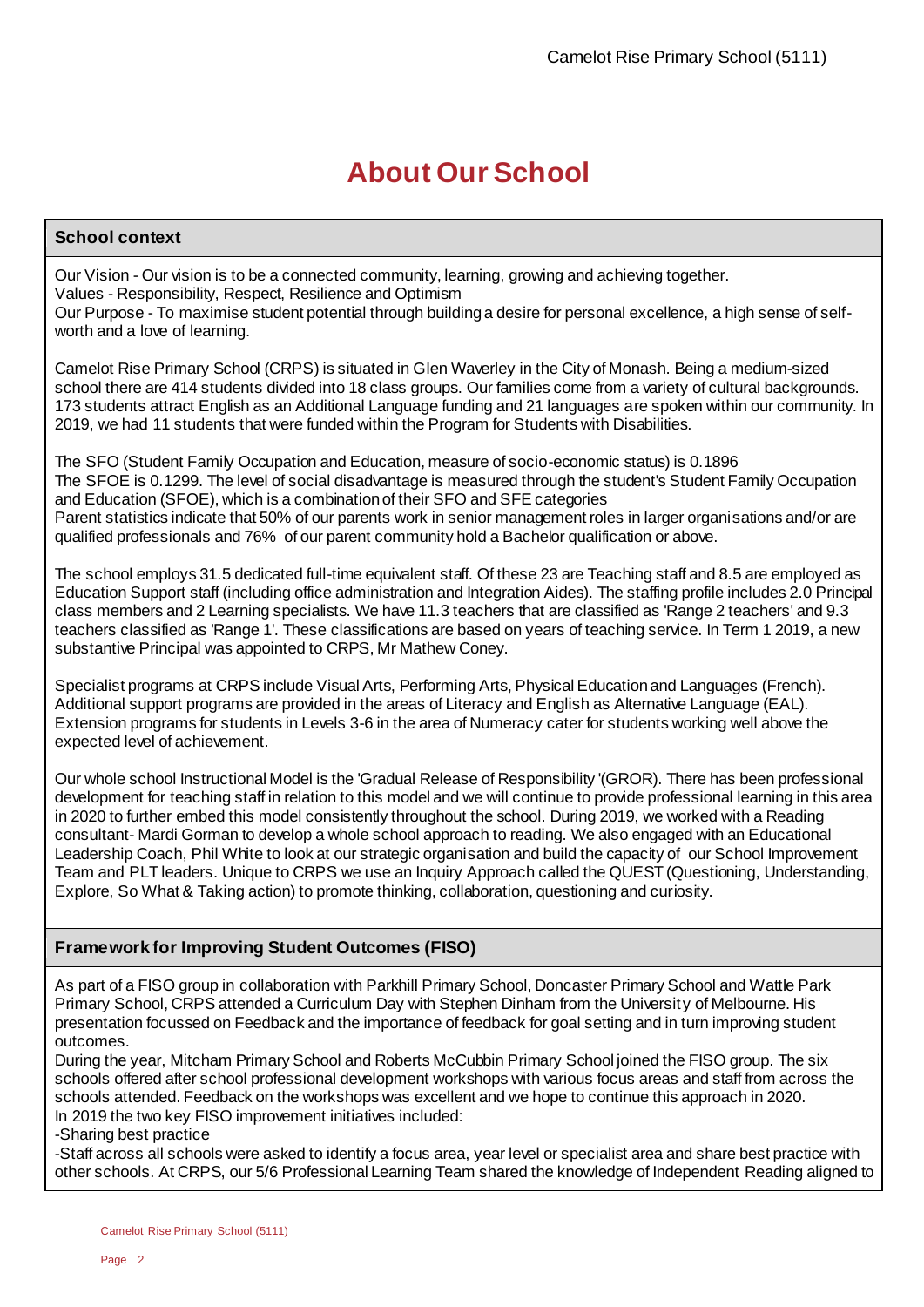# About Our School

## School context

Our Vision - Our vision is to be a connected community, learning, growing and achieving together.
Values - Responsibility, Respect, Resilience and Optimism
Our Purpose - To maximise student potential through building a desire for personal excellence, a high sense of self-worth and a love of learning.

Camelot Rise Primary School (CRPS) is situated in Glen Waverley in the City of Monash. Being a medium-sized school there are 414 students divided into 18 class groups. Our families come from a variety of cultural backgrounds. 173 students attract English as an Additional Language funding and 21 languages are spoken within our community. In 2019, we had 11 students that were funded within the Program for Students with Disabilities.

The SFO (Student Family Occupation and Education, measure of socio-economic status) is 0.1896
The SFOE is 0.1299. The level of social disadvantage is measured through the student's Student Family Occupation and Education (SFOE), which is a combination of their SFO and SFE categories
Parent statistics indicate that 50% of our parents work in senior management roles in larger organisations and/or are qualified professionals and 76% of our parent community hold a Bachelor qualification or above.

The school employs 31.5 dedicated full-time equivalent staff. Of these 23 are Teaching staff and 8.5 are employed as Education Support staff (including office administration and Integration Aides). The staffing profile includes 2.0 Principal class members and 2 Learning specialists. We have 11.3 teachers that are classified as 'Range 2 teachers' and 9.3 teachers classified as 'Range 1'. These classifications are based on years of teaching service. In Term 1 2019, a new substantive Principal was appointed to CRPS, Mr Mathew Coney.

Specialist programs at CRPS include Visual Arts, Performing Arts, Physical Education and Languages (French). Additional support programs are provided in the areas of Literacy and English as Alternative Language (EAL). Extension programs for students in Levels 3-6 in the area of Numeracy cater for students working well above the expected level of achievement.

Our whole school Instructional Model is the 'Gradual Release of Responsibility '(GROR). There has been professional development for teaching staff in relation to this model and we will continue to provide professional learning in this area in 2020 to further embed this model consistently throughout the school. During 2019, we worked with a Reading consultant- Mardi Gorman to develop a whole school approach to reading. We also engaged with an Educational Leadership Coach, Phil White to look at our strategic organisation and build the capacity of our School Improvement Team and PLT leaders. Unique to CRPS we use an Inquiry Approach called the QUEST (Questioning, Understanding, Explore, So What & Taking action) to promote thinking, collaboration, questioning and curiosity.

## Framework for Improving Student Outcomes (FISO)

As part of a FISO group in collaboration with Parkhill Primary School, Doncaster Primary School and Wattle Park Primary School, CRPS attended a Curriculum Day with Stephen Dinham from the University of Melbourne. His presentation focussed on Feedback and the importance of feedback for goal setting and in turn improving student outcomes.
During the year, Mitcham Primary School and Roberts McCubbin Primary School joined the FISO group. The six schools offered after school professional development workshops with various focus areas and staff from across the schools attended. Feedback on the workshops was excellent and we hope to continue this approach in 2020.
In 2019 the two key FISO improvement initiatives included:
-Sharing best practice
-Staff across all schools were asked to identify a focus area, year level or specialist area and share best practice with other schools. At CRPS, our 5/6 Professional Learning Team shared the knowledge of Independent Reading aligned to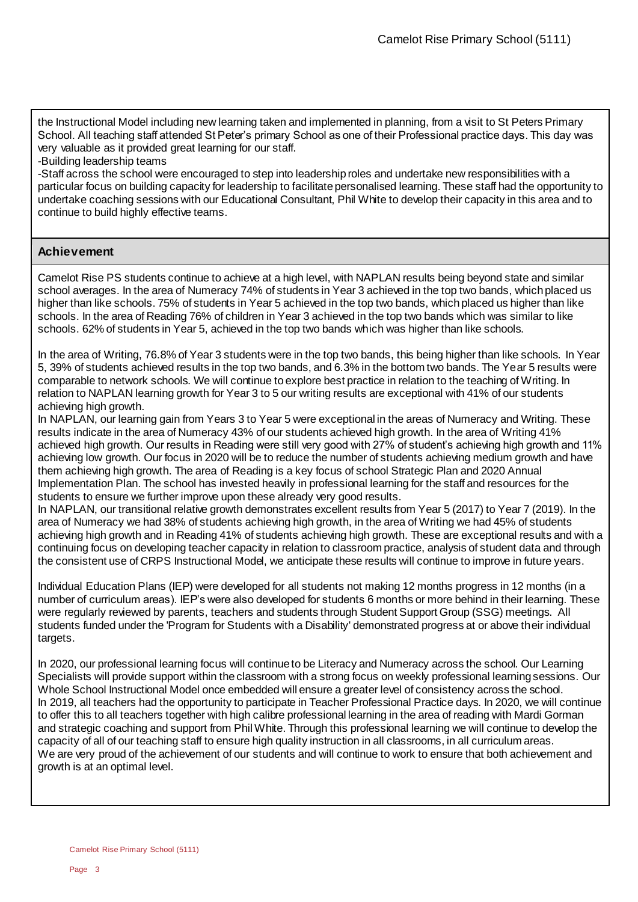the Instructional Model including new learning taken and implemented in planning, from a visit to St Peters Primary School. All teaching staff attended St Peter's primary School as one of their Professional practice days. This day was very valuable as it provided great learning for our staff.

-Building leadership teams

-Staff across the school were encouraged to step into leadership roles and undertake new responsibilities with a particular focus on building capacity for leadership to facilitate personalised learning. These staff had the opportunity to undertake coaching sessions with our Educational Consultant, Phil White to develop their capacity in this area and to continue to build highly effective teams.

## Achievement

Camelot Rise PS students continue to achieve at a high level, with NAPLAN results being beyond state and similar school averages. In the area of Numeracy 74% of students in Year 3 achieved in the top two bands, which placed us higher than like schools. 75% of students in Year 5 achieved in the top two bands, which placed us higher than like schools. In the area of Reading 76% of children in Year 3 achieved in the top two bands which was similar to like schools. 62% of students in Year 5, achieved in the top two bands which was higher than like schools.

In the area of Writing, 76.8% of Year 3 students were in the top two bands, this being higher than like schools. In Year 5, 39% of students achieved results in the top two bands, and 6.3% in the bottom two bands. The Year 5 results were comparable to network schools. We will continue to explore best practice in relation to the teaching of Writing. In relation to NAPLAN learning growth for Year 3 to 5 our writing results are exceptional with 41% of our students achieving high growth.

In NAPLAN, our learning gain from Years 3 to Year 5 were exceptional in the areas of Numeracy and Writing. These results indicate in the area of Numeracy 43% of our students achieved high growth. In the area of Writing 41% achieved high growth. Our results in Reading were still very good with 27% of student's achieving high growth and 11% achieving low growth. Our focus in 2020 will be to reduce the number of students achieving medium growth and have them achieving high growth. The area of Reading is a key focus of school Strategic Plan and 2020 Annual Implementation Plan. The school has invested heavily in professional learning for the staff and resources for the students to ensure we further improve upon these already very good results.

In NAPLAN, our transitional relative growth demonstrates excellent results from Year 5 (2017) to Year 7 (2019). In the area of Numeracy we had 38% of students achieving high growth, in the area of Writing we had 45% of students achieving high growth and in Reading 41% of students achieving high growth. These are exceptional results and with a continuing focus on developing teacher capacity in relation to classroom practice, analysis of student data and through the consistent use of CRPS Instructional Model, we anticipate these results will continue to improve in future years.

Individual Education Plans (IEP) were developed for all students not making 12 months progress in 12 months (in a number of curriculum areas). IEP's were also developed for students 6 months or more behind in their learning. These were regularly reviewed by parents, teachers and students through Student Support Group (SSG) meetings. All students funded under the 'Program for Students with a Disability' demonstrated progress at or above their individual targets.

In 2020, our professional learning focus will continue to be Literacy and Numeracy across the school. Our Learning Specialists will provide support within the classroom with a strong focus on weekly professional learning sessions. Our Whole School Instructional Model once embedded will ensure a greater level of consistency across the school.

In 2019, all teachers had the opportunity to participate in Teacher Professional Practice days. In 2020, we will continue to offer this to all teachers together with high calibre professional learning in the area of reading with Mardi Gorman and strategic coaching and support from Phil White. Through this professional learning we will continue to develop the capacity of all of our teaching staff to ensure high quality instruction in all classrooms, in all curriculum areas.

We are very proud of the achievement of our students and will continue to work to ensure that both achievement and growth is at an optimal level.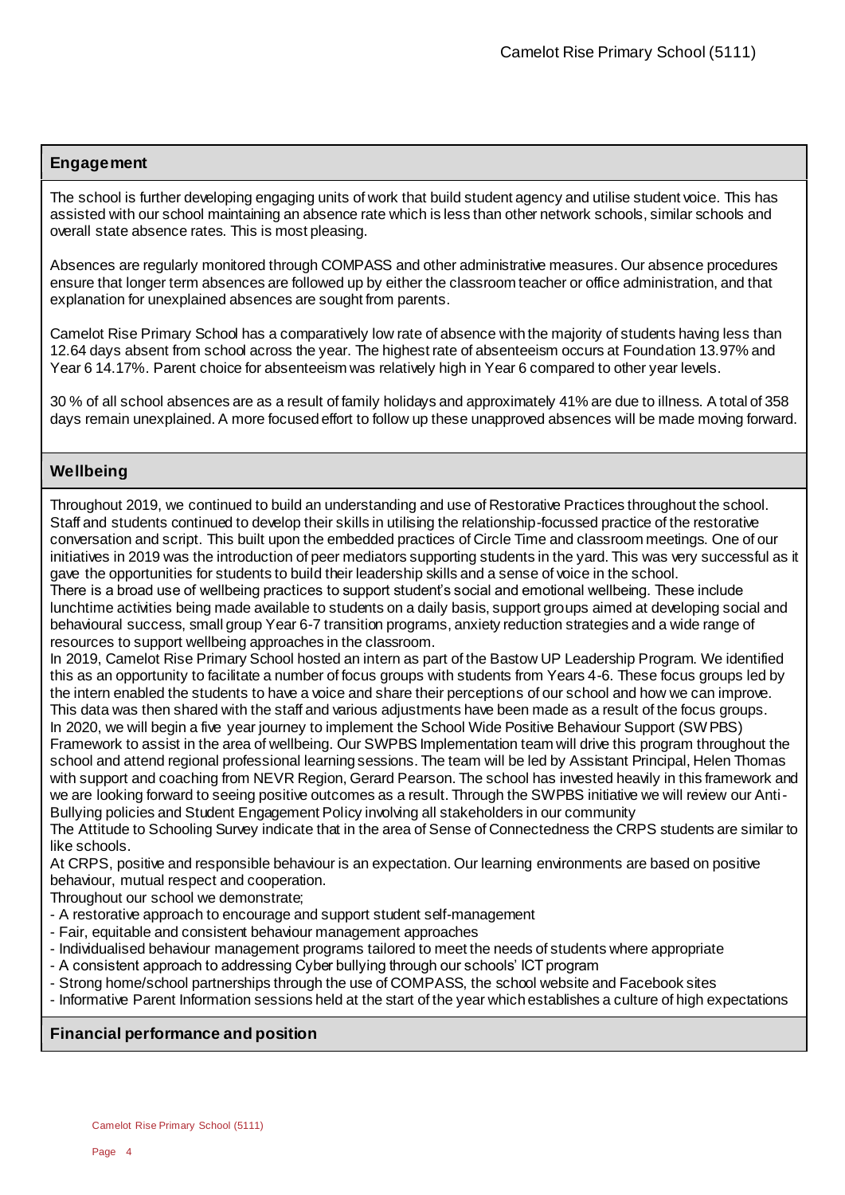## Engagement

The school is further developing engaging units of work that build student agency and utilise student voice. This has assisted with our school maintaining an absence rate which is less than other network schools, similar schools and overall state absence rates. This is most pleasing.

Absences are regularly monitored through COMPASS and other administrative measures. Our absence procedures ensure that longer term absences are followed up by either the classroom teacher or office administration, and that explanation for unexplained absences are sought from parents.

Camelot Rise Primary School has a comparatively low rate of absence with the majority of students having less than 12.64 days absent from school across the year. The highest rate of absenteeism occurs at Foundation 13.97% and Year 6 14.17%. Parent choice for absenteeism was relatively high in Year 6 compared to other year levels.

30 % of all school absences are as a result of family holidays and approximately 41% are due to illness. A total of 358 days remain unexplained. A more focused effort to follow up these unapproved absences will be made moving forward.

## Wellbeing

Throughout 2019, we continued to build an understanding and use of Restorative Practices throughout the school. Staff and students continued to develop their skills in utilising the relationship-focussed practice of the restorative conversation and script. This built upon the embedded practices of Circle Time and classroom meetings. One of our initiatives in 2019 was the introduction of peer mediators supporting students in the yard. This was very successful as it gave the opportunities for students to build their leadership skills and a sense of voice in the school.
There is a broad use of wellbeing practices to support student's social and emotional wellbeing. These include lunchtime activities being made available to students on a daily basis, support groups aimed at developing social and behavioural success, small group Year 6-7 transition programs, anxiety reduction strategies and a wide range of resources to support wellbeing approaches in the classroom.
In 2019, Camelot Rise Primary School hosted an intern as part of the Bastow UP Leadership Program. We identified this as an opportunity to facilitate a number of focus groups with students from Years 4-6. These focus groups led by the intern enabled the students to have a voice and share their perceptions of our school and how we can improve. This data was then shared with the staff and various adjustments have been made as a result of the focus groups.
In 2020, we will begin a five year journey to implement the School Wide Positive Behaviour Support (SWPBS) Framework to assist in the area of wellbeing. Our SWPBS Implementation team will drive this program throughout the school and attend regional professional learning sessions. The team will be led by Assistant Principal, Helen Thomas with support and coaching from NEVR Region, Gerard Pearson. The school has invested heavily in this framework and we are looking forward to seeing positive outcomes as a result. Through the SWPBS initiative we will review our Anti-Bullying policies and Student Engagement Policy involving all stakeholders in our community
The Attitude to Schooling Survey indicate that in the area of Sense of Connectedness the CRPS students are similar to like schools.
At CRPS, positive and responsible behaviour is an expectation. Our learning environments are based on positive behaviour, mutual respect and cooperation.
Throughout our school we demonstrate;

- A restorative approach to encourage and support student self-management
- Fair, equitable and consistent behaviour management approaches
- Individualised behaviour management programs tailored to meet the needs of students where appropriate
- A consistent approach to addressing Cyber bullying through our schools' ICT program
- Strong home/school partnerships through the use of COMPASS, the school website and Facebook sites
- Informative Parent Information sessions held at the start of the year which establishes a culture of high expectations

## Financial performance and position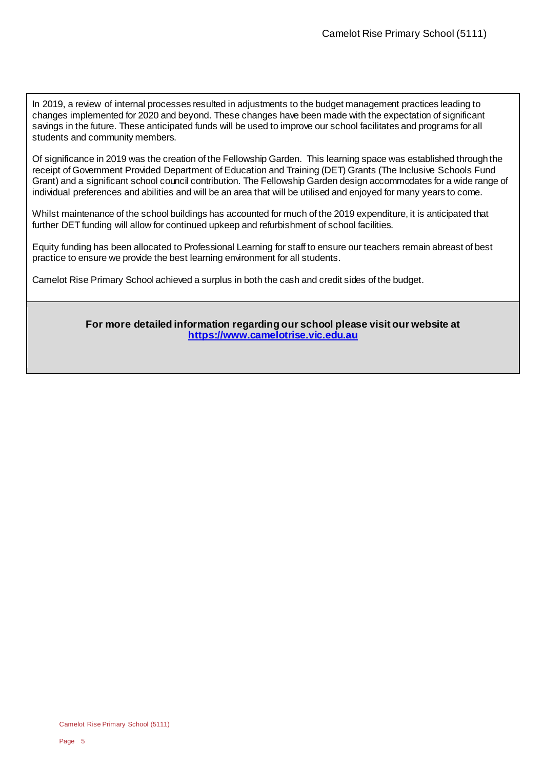In 2019, a review of internal processes resulted in adjustments to the budget management practices leading to changes implemented for 2020 and beyond. These changes have been made with the expectation of significant savings in the future. These anticipated funds will be used to improve our school facilitates and programs for all students and community members.

Of significance in 2019 was the creation of the Fellowship Garden. This learning space was established through the receipt of Government Provided Department of Education and Training (DET) Grants (The Inclusive Schools Fund Grant) and a significant school council contribution. The Fellowship Garden design accommodates for a wide range of individual preferences and abilities and will be an area that will be utilised and enjoyed for many years to come.

Whilst maintenance of the school buildings has accounted for much of the 2019 expenditure, it is anticipated that further DET funding will allow for continued upkeep and refurbishment of school facilities.

Equity funding has been allocated to Professional Learning for staff to ensure our teachers remain abreast of best practice to ensure we provide the best learning environment for all students.

Camelot Rise Primary School achieved a surplus in both the cash and credit sides of the budget.

**For more detailed information regarding our school please visit our website at [https://www.camelotrise.vic.edu.au](https://www.camelotrise.vic.edu.au)**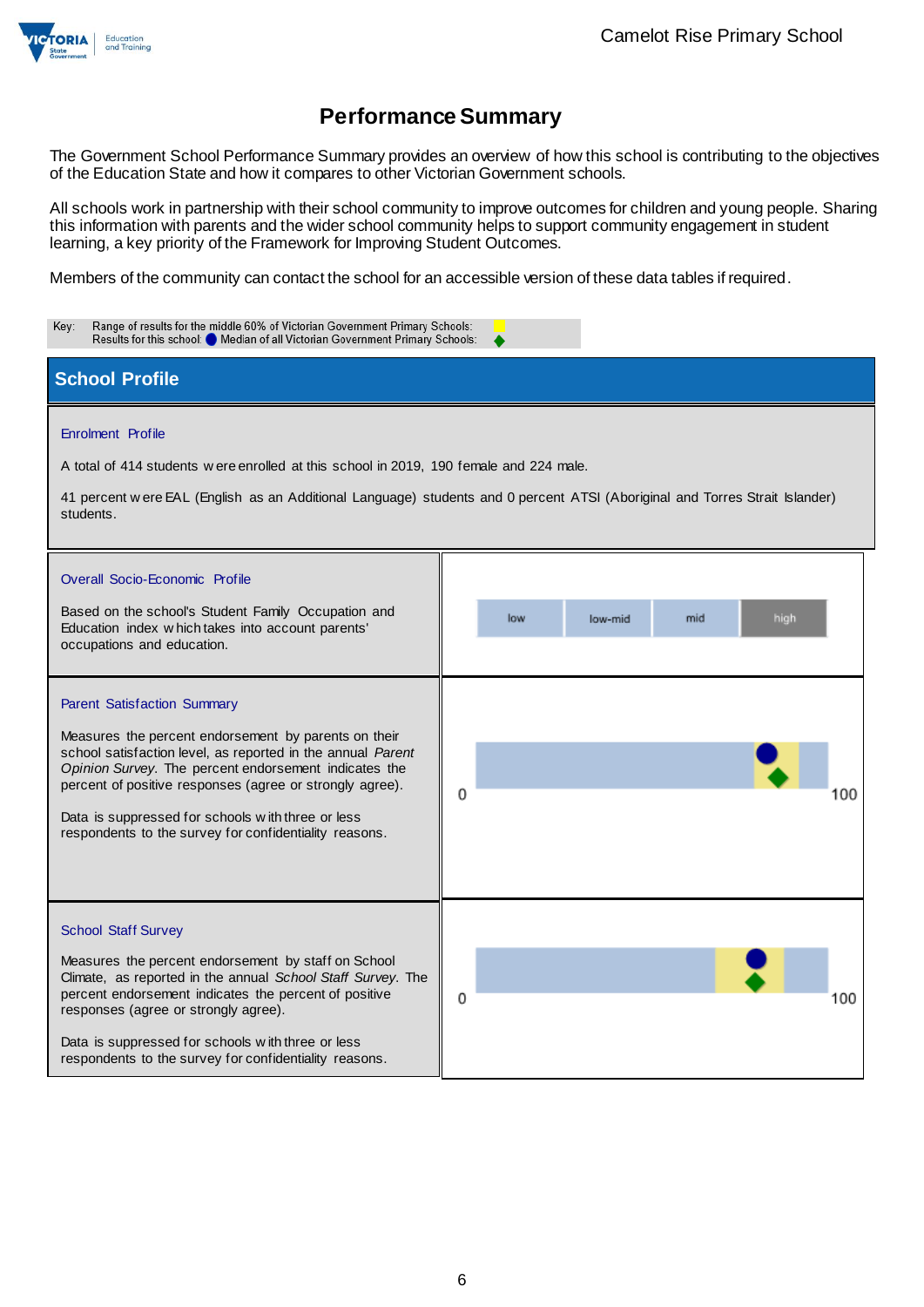# Performance Summary

The Government School Performance Summary provides an overview of how this school is contributing to the objectives of the Education State and how it compares to other Victorian Government schools.

All schools work in partnership with their school community to improve outcomes for children and young people. Sharing this information with parents and the wider school community helps to support community engagement in student learning, a key priority of the Framework for Improving Student Outcomes.

Members of the community can contact the school for an accessible version of these data tables if required.

Key: Range of results for the middle 60% of Victorian Government Primary Schools:
Results for this school: Median of all Victorian Government Primary Schools:

## School Profile

### Enrolment Profile

A total of 414 students were enrolled at this school in 2019, 190 female and 224 male.

41 percent were EAL (English as an Additional Language) students and 0 percent ATSI (Aboriginal and Torres Strait Islander) students.

### Overall Socio-Economic Profile

Based on the school's Student Family Occupation and Education index which takes into account parents' occupations and education.

low | low-mid | mid | high

### Parent Satisfaction Summary

Measures the percent endorsement by parents on their school satisfaction level, as reported in the annual *Parent Opinion Survey*. The percent endorsement indicates the percent of positive responses (agree or strongly agree).

Data is suppressed for schools with three or less respondents to the survey for confidentiality reasons.

0 100

### School Staff Survey

Measures the percent endorsement by staff on School Climate, as reported in the annual *School Staff Survey*. The percent endorsement indicates the percent of positive responses (agree or strongly agree).

Data is suppressed for schools with three or less respondents to the survey for confidentiality reasons.

0 100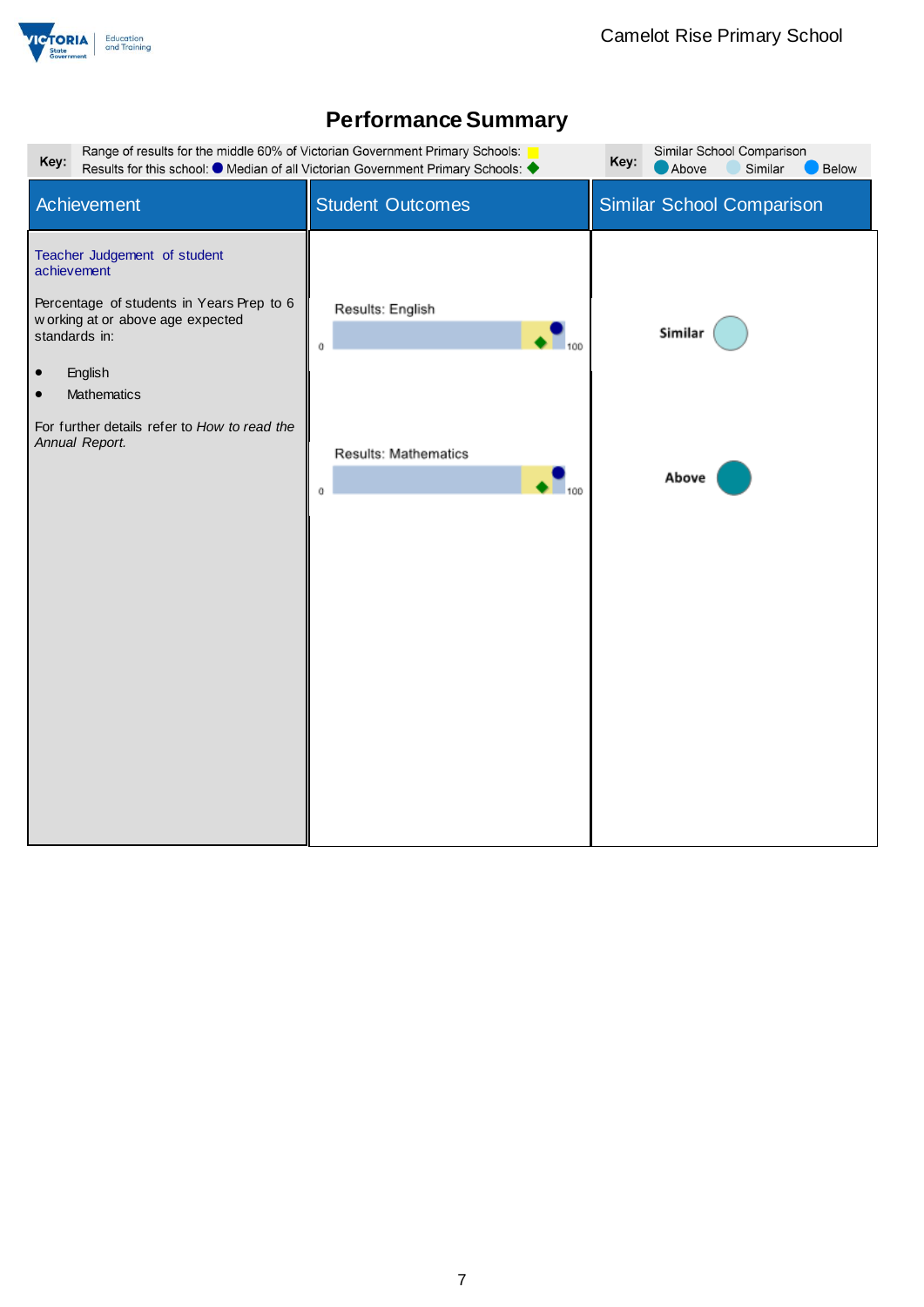# Performance Summary

**Key:** Range of results for the middle 60% of Victorian Government Primary Schools: (yellow)
Results for this school: (dark blue circle) Median of all Victorian Government Primary Schools: (green diamond)

**Key:** Similar School Comparison
Above | Similar | Below

| Achievement | Student Outcomes | Similar School Comparison |
|---|---|---|
| Teacher Judgement of student achievement<br><br>Percentage of students in Years Prep to 6 working at or above age expected standards in:<br><br>• English<br>• Mathematics<br><br>For further details refer to *How to read the Annual Report.* | Results: English (0–100) | Similar |
| | Results: Mathematics (0–100) | Above |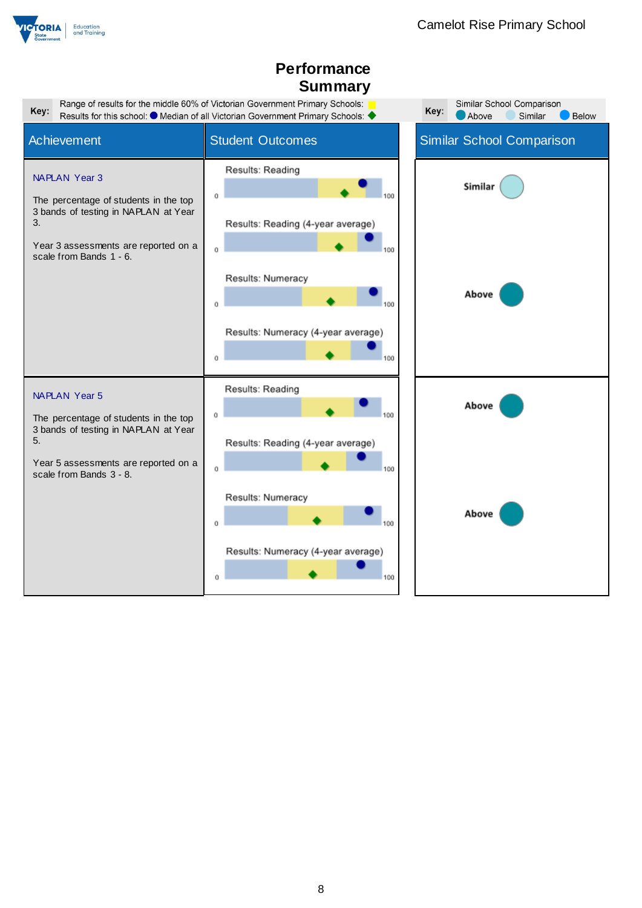# Performance Summary

**Key:** Range of results for the middle 60% of Victorian Government Primary Schools: (yellow)
Results for this school: ● Median of all Victorian Government Primary Schools: ◆

**Key:** Similar School Comparison — Above, Similar, Below

| Achievement | Student Outcomes | Similar School Comparison |
|---|---|---|
| **NAPLAN Year 3**<br><br>The percentage of students in the top 3 bands of testing in NAPLAN at Year 3.<br><br>Year 3 assessments are reported on a scale from Bands 1 - 6. | Results: Reading (0–100)<br>Results: Reading (4-year average) (0–100) | Similar |
| | Results: Numeracy (0–100)<br>Results: Numeracy (4-year average) (0–100) | Above |
| **NAPLAN Year 5**<br><br>The percentage of students in the top 3 bands of testing in NAPLAN at Year 5.<br><br>Year 5 assessments are reported on a scale from Bands 3 - 8. | Results: Reading (0–100)<br>Results: Reading (4-year average) (0–100) | Above |
| | Results: Numeracy (0–100)<br>Results: Numeracy (4-year average) (0–100) | Above |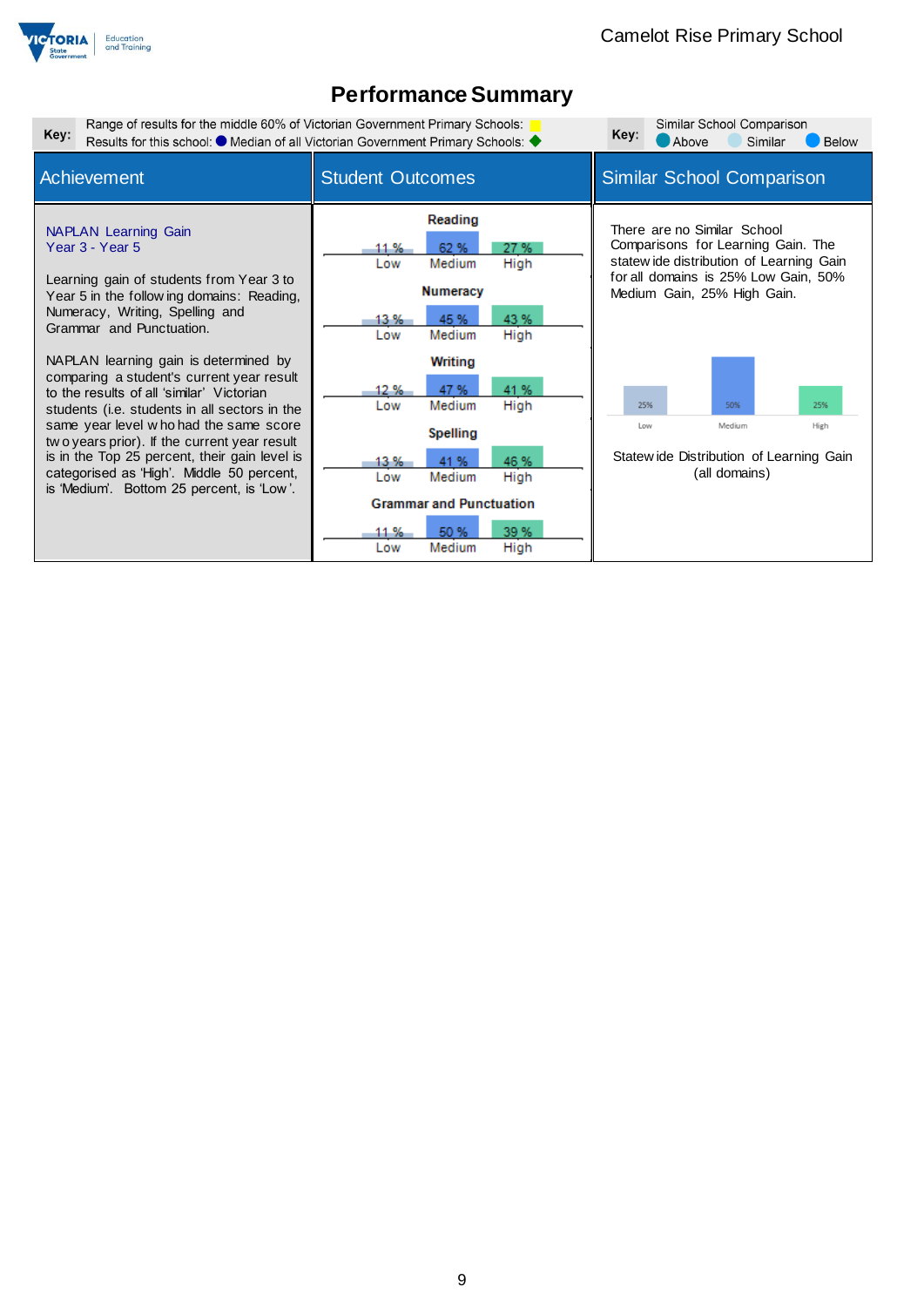# Performance Summary

**Key:** Range of results for the middle 60% of Victorian Government Primary Schools: (yellow) Results for this school: ● Median of all Victorian Government Primary Schools: ◆

**Key:** Similar School Comparison: Above, Similar, Below

| Achievement | Student Outcomes | Similar School Comparison |
|---|---|---|
| | | |

## Achievement

**NAPLAN Learning Gain**
**Year 3 - Year 5**

Learning gain of students from Year 3 to Year 5 in the following domains: Reading, Numeracy, Writing, Spelling and Grammar and Punctuation.

NAPLAN learning gain is determined by comparing a student's current year result to the results of all 'similar' Victorian students (i.e. students in all sectors in the same year level who had the same score two years prior). If the current year result is in the Top 25 percent, their gain level is categorised as 'High'. Middle 50 percent, is 'Medium'. Bottom 25 percent, is 'Low'.

## Student Outcomes

| Domain | Low | Medium | High |
|---|---|---|---|
| Reading | 11 % | 62 % | 27 % |
| Numeracy | 13 % | 45 % | 43 % |
| Writing | 12 % | 47 % | 41 % |
| Spelling | 13 % | 41 % | 46 % |
| Grammar and Punctuation | 11 % | 50 % | 39 % |

## Similar School Comparison

There are no Similar School Comparisons for Learning Gain. The statewide distribution of Learning Gain for all domains is 25% Low Gain, 50% Medium Gain, 25% High Gain.

| Low | Medium | High |
|---|---|---|
| 25% | 50% | 25% |

Statewide Distribution of Learning Gain (all domains)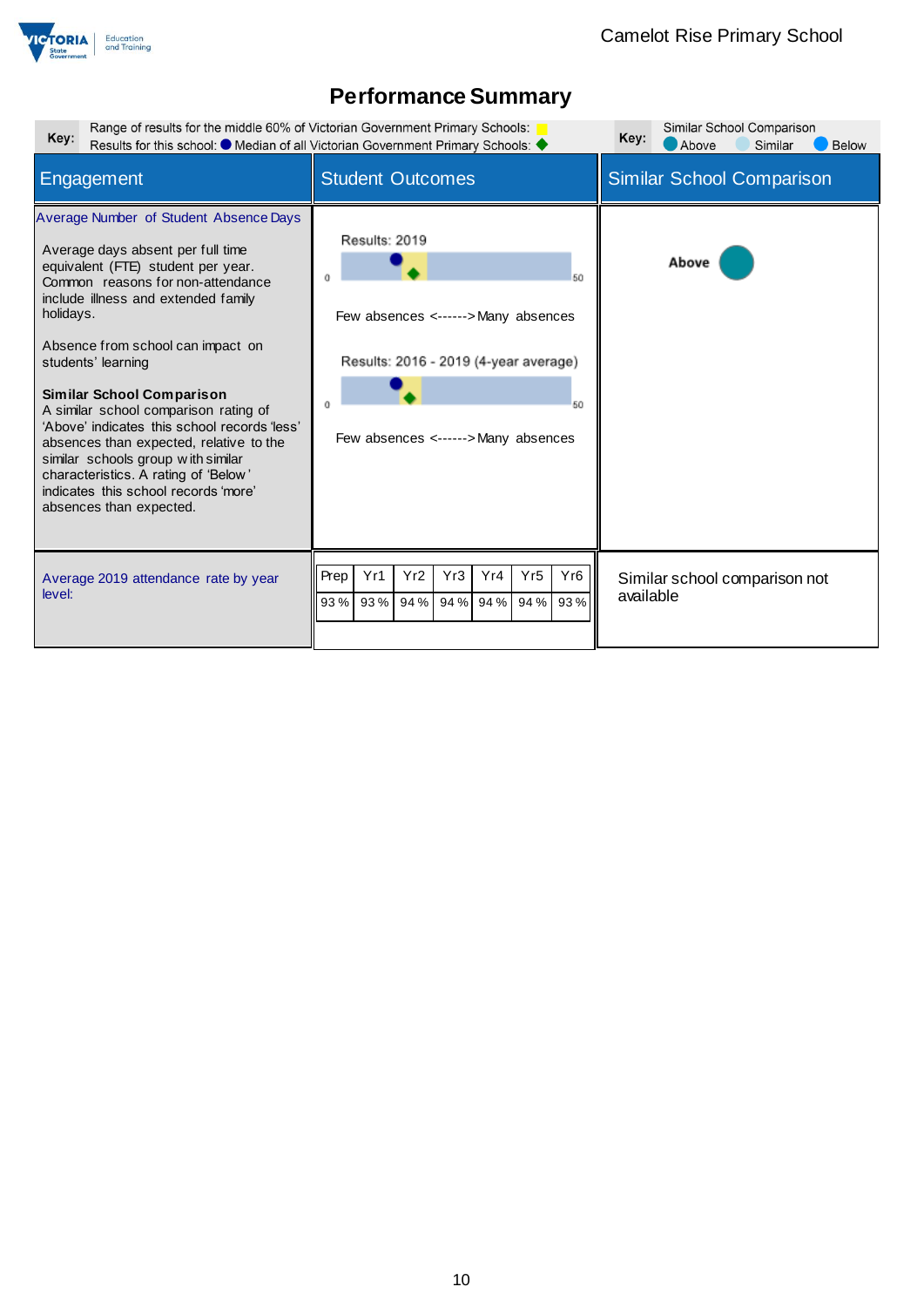Camelot Rise Primary School

# Performance Summary

**Key:** Range of results for the middle 60% of Victorian Government Primary Schools: (yellow)
Results for this school: ● Median of all Victorian Government Primary Schools: ◆

**Key:** Similar School Comparison
Above Similar Below

| Engagement | Student Outcomes | Similar School Comparison |
|---|---|---|
| **Average Number of Student Absence Days**<br><br>Average days absent per full time equivalent (FTE) student per year. Common reasons for non-attendance include illness and extended family holidays.<br><br>Absence from school can impact on students' learning<br><br>**Similar School Comparison**<br>A similar school comparison rating of 'Above' indicates this school records 'less' absences than expected, relative to the similar schools group with similar characteristics. A rating of 'Below' indicates this school records 'more' absences than expected. | Results: 2019<br>0 — 50<br>Few absences <------> Many absences<br><br>Results: 2016 - 2019 (4-year average)<br>0 — 50<br>Few absences <------> Many absences | Above |
| Average 2019 attendance rate by year level: | Prep: 93 %, Yr1: 93 %, Yr2: 94 %, Yr3: 94 %, Yr4: 94 %, Yr5: 94 %, Yr6: 93 % | Similar school comparison not available |

| Prep | Yr1 | Yr2 | Yr3 | Yr4 | Yr5 | Yr6 |
|---|---|---|---|---|---|---|
| 93 % | 93 % | 94 % | 94 % | 94 % | 94 % | 93 % |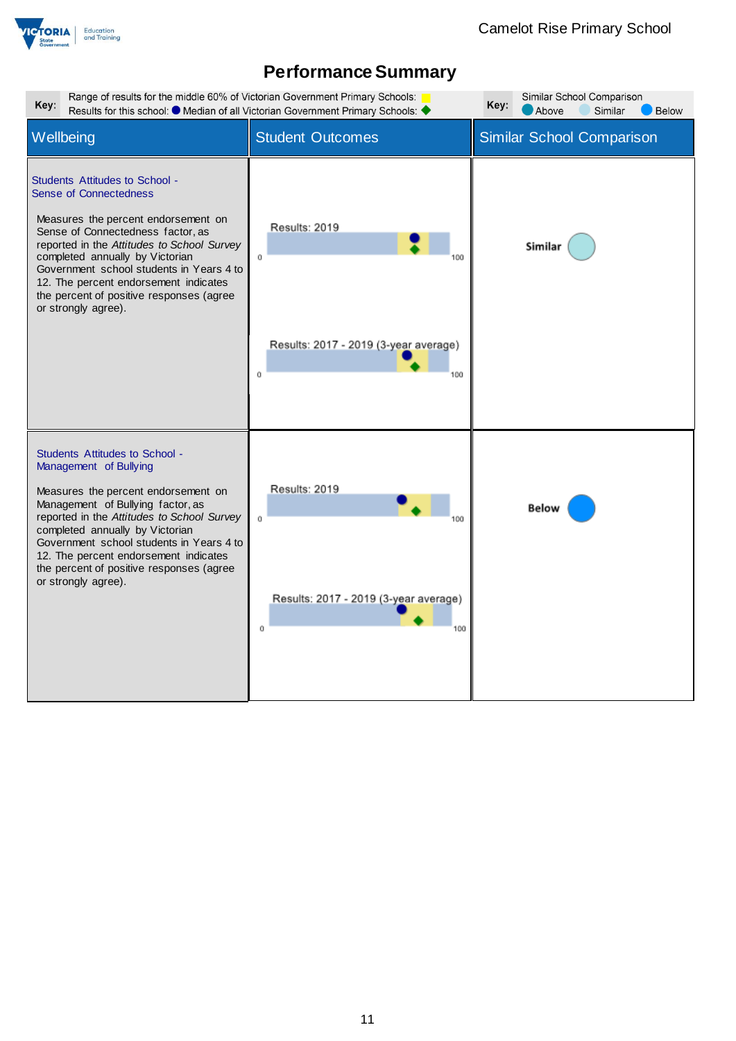Camelot Rise Primary School

# Performance Summary

Key: Range of results for the middle 60% of Victorian Government Primary Schools: (yellow) Results for this school: ● Median of all Victorian Government Primary Schools: ◆

Key: Similar School Comparison — Above, Similar, Below

| Wellbeing | Student Outcomes | Similar School Comparison |
|---|---|---|
| **Students Attitudes to School - Sense of Connectedness**<br><br>Measures the percent endorsement on Sense of Connectedness factor, as reported in the *Attitudes to School Survey* completed annually by Victorian Government school students in Years 4 to 12. The percent endorsement indicates the percent of positive responses (agree or strongly agree). | Results: 2019 (0–100)<br><br>Results: 2017 - 2019 (3-year average) (0–100) | Similar |
| **Students Attitudes to School - Management of Bullying**<br><br>Measures the percent endorsement on Management of Bullying factor, as reported in the *Attitudes to School Survey* completed annually by Victorian Government school students in Years 4 to 12. The percent endorsement indicates the percent of positive responses (agree or strongly agree). | Results: 2019 (0–100)<br><br>Results: 2017 - 2019 (3-year average) (0–100) | Below |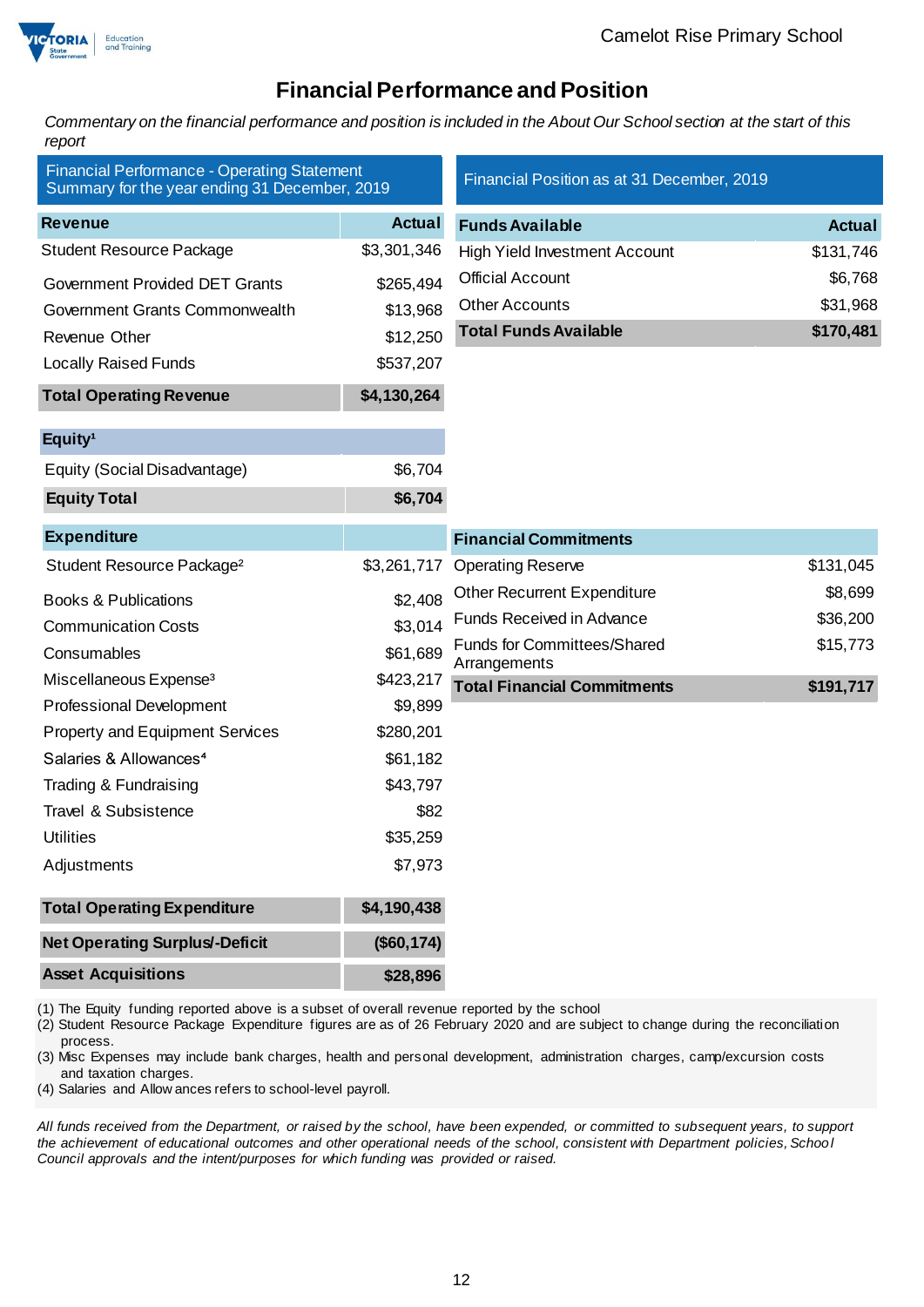# Financial Performance and Position

*Commentary on the financial performance and position is included in the About Our School section at the start of this report*

**Financial Performance - Operating Statement Summary for the year ending 31 December, 2019**

| Revenue | Actual |
|---|---|
| Student Resource Package | $3,301,346 |
| Government Provided DET Grants | $265,494 |
| Government Grants Commonwealth | $13,968 |
| Revenue Other | $12,250 |
| Locally Raised Funds | $537,207 |
| **Total Operating Revenue** | **$4,130,264** |

| Equity[1] | |
|---|---|
| Equity (Social Disadvantage) | $6,704 |
| **Equity Total** | **$6,704** |

| Expenditure | |
|---|---|
| Student Resource Package[2] | $3,261,717 |
| Books & Publications | $2,408 |
| Communication Costs | $3,014 |
| Consumables | $61,689 |
| Miscellaneous Expense[3] | $423,217 |
| Professional Development | $9,899 |
| Property and Equipment Services | $280,201 |
| Salaries & Allowances[4] | $61,182 |
| Trading & Fundraising | $43,797 |
| Travel & Subsistence | $82 |
| Utilities | $35,259 |
| Adjustments | $7,973 |
| **Total Operating Expenditure** | **$4,190,438** |
| **Net Operating Surplus/-Deficit** | **($60,174)** |
| **Asset Acquisitions** | **$28,896** |

**Financial Position as at 31 December, 2019**

| Funds Available | Actual |
|---|---|
| High Yield Investment Account | $131,746 |
| Official Account | $6,768 |
| Other Accounts | $31,968 |
| **Total Funds Available** | **$170,481** |

| Financial Commitments | |
|---|---|
| Operating Reserve | $131,045 |
| Other Recurrent Expenditure | $8,699 |
| Funds Received in Advance | $36,200 |
| Funds for Committees/Shared Arrangements | $15,773 |
| **Total Financial Commitments** | **$191,717** |

(1) The Equity funding reported above is a subset of overall revenue reported by the school
(2) Student Resource Package Expenditure figures are as of 26 February 2020 and are subject to change during the reconciliation process.
(3) Misc Expenses may include bank charges, health and personal development, administration charges, camp/excursion costs and taxation charges.
(4) Salaries and Allowances refers to school-level payroll.

*All funds received from the Department, or raised by the school, have been expended, or committed to subsequent years, to support the achievement of educational outcomes and other operational needs of the school, consistent with Department policies, School Council approvals and the intent/purposes for which funding was provided or raised.*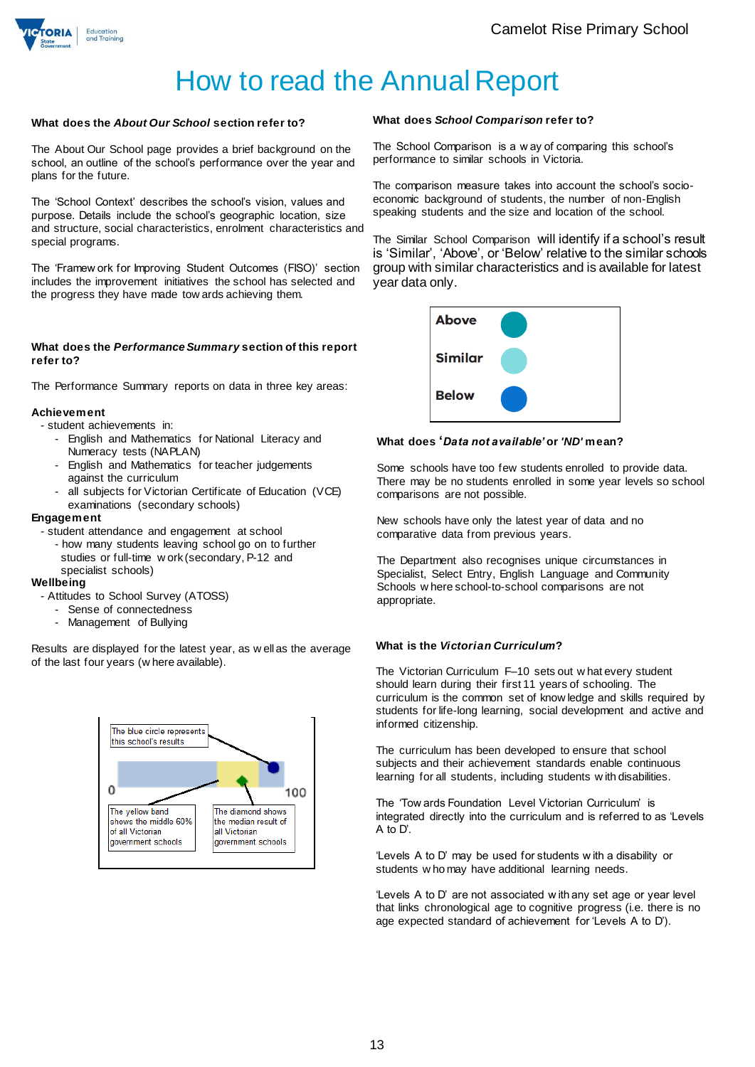# How to read the Annual Report

### What does the *About Our School* section refer to?

The About Our School page provides a brief background on the school, an outline of the school's performance over the year and plans for the future.

The 'School Context' describes the school's vision, values and purpose. Details include the school's geographic location, size and structure, social characteristics, enrolment characteristics and special programs.

The 'Framework for Improving Student Outcomes (FISO)' section includes the improvement initiatives the school has selected and the progress they have made towards achieving them.

### What does the *Performance Summary* section of this report refer to?

The Performance Summary reports on data in three key areas:

**Achievement**

- student achievements in:
  - English and Mathematics for National Literacy and Numeracy tests (NAPLAN)
  - English and Mathematics for teacher judgements against the curriculum
  - all subjects for Victorian Certificate of Education (VCE) examinations (secondary schools)

**Engagement**

- student attendance and engagement at school
  - how many students leaving school go on to further studies or full-time work (secondary, P-12 and specialist schools)

**Wellbeing**

- Attitudes to School Survey (ATOSS)
  - Sense of connectedness
  - Management of Bullying

Results are displayed for the latest year, as well as the average of the last four years (where available).

The blue circle represents this school's results

0

100

The yellow band shows the middle 60% of all Victorian government schools

The diamond shows the median result of all Victorian government schools

### What does *School Comparison* refer to?

The School Comparison is a way of comparing this school's performance to similar schools in Victoria.

The comparison measure takes into account the school's socio-economic background of students, the number of non-English speaking students and the size and location of the school.

The Similar School Comparison will identify if a school's result is 'Similar', 'Above', or 'Below' relative to the similar schools group with similar characteristics and is available for latest year data only.

Above

Similar

Below

### What does '*Data not available*' or '*ND*' mean?

Some schools have too few students enrolled to provide data. There may be no students enrolled in some year levels so school comparisons are not possible.

New schools have only the latest year of data and no comparative data from previous years.

The Department also recognises unique circumstances in Specialist, Select Entry, English Language and Community Schools where school-to-school comparisons are not appropriate.

### What is the *Victorian Curriculum*?

The Victorian Curriculum F–10 sets out what every student should learn during their first 11 years of schooling. The curriculum is the common set of knowledge and skills required by students for life-long learning, social development and active and informed citizenship.

The curriculum has been developed to ensure that school subjects and their achievement standards enable continuous learning for all students, including students with disabilities.

The 'Towards Foundation Level Victorian Curriculum' is integrated directly into the curriculum and is referred to as 'Levels A to D'.

'Levels A to D' may be used for students with a disability or students who may have additional learning needs.

'Levels A to D' are not associated with any set age or year level that links chronological age to cognitive progress (i.e. there is no age expected standard of achievement for 'Levels A to D').